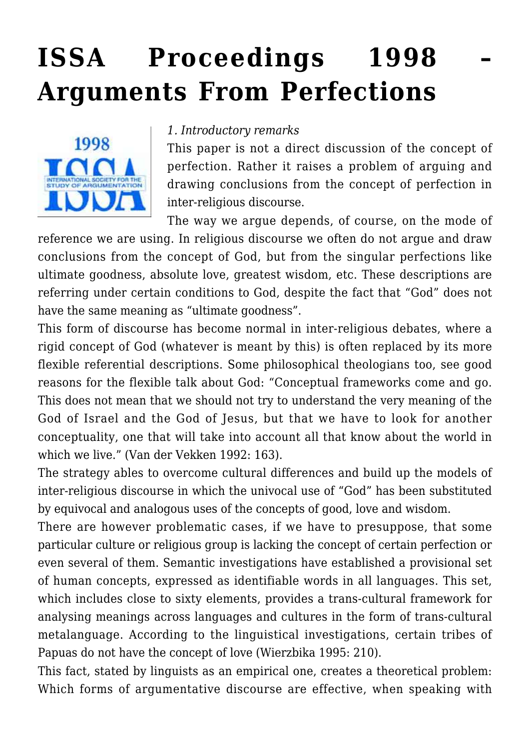# ISSA Proceedings 1998 – Arguments From Perfections

*1. Introductory remarks*

This paper is not a direct discussion of the concept of perfection. Rather it raises a problem of arguing and drawing conclusions from the concept of perfection in inter-religious discourse.

The way we argue depends, of course, on the mode of reference we are using. In religious discourse we often do not argue and draw conclusions from the concept of God, but from the singular perfections like ultimate goodness, absolute love, greatest wisdom, etc. These descriptions are referring under certain conditions to God, despite the fact that "God" does not have the same meaning as "ultimate goodness".

This form of discourse has become normal in inter-religious debates, where a rigid concept of God (whatever is meant by this) is often replaced by its more flexible referential descriptions. Some philosophical theologians too, see good reasons for the flexible talk about God: "Conceptual frameworks come and go. This does not mean that we should not try to understand the very meaning of the God of Israel and the God of Jesus, but that we have to look for another conceptuality, one that will take into account all that know about the world in which we live." (Van der Vekken 1992: 163).

The strategy ables to overcome cultural differences and build up the models of inter-religious discourse in which the univocal use of "God" has been substituted by equivocal and analogous uses of the concepts of good, love and wisdom.

There are however problematic cases, if we have to presuppose, that some particular culture or religious group is lacking the concept of certain perfection or even several of them. Semantic investigations have established a provisional set of human concepts, expressed as identifiable words in all languages. This set, which includes close to sixty elements, provides a trans-cultural framework for analysing meanings across languages and cultures in the form of trans-cultural metalanguage. According to the linguistical investigations, certain tribes of Papuas do not have the concept of love (Wierzbika 1995: 210).

This fact, stated by linguists as an empirical one, creates a theoretical problem: Which forms of argumentative discourse are effective, when speaking with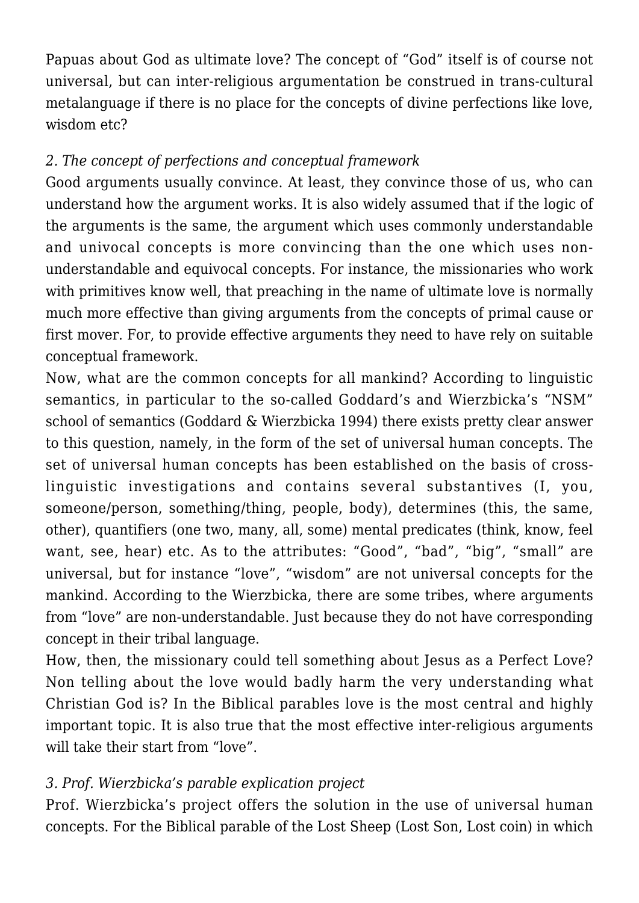Papuas about God as ultimate love? The concept of "God" itself is of course not universal, but can inter-religious argumentation be construed in trans-cultural metalanguage if there is no place for the concepts of divine perfections like love, wisdom etc?

*2. The concept of perfections and conceptual framework*

Good arguments usually convince. At least, they convince those of us, who can understand how the argument works. It is also widely assumed that if the logic of the arguments is the same, the argument which uses commonly understandable and univocal concepts is more convincing than the one which uses non-understandable and equivocal concepts. For instance, the missionaries who work with primitives know well, that preaching in the name of ultimate love is normally much more effective than giving arguments from the concepts of primal cause or first mover. For, to provide effective arguments they need to have rely on suitable conceptual framework.

Now, what are the common concepts for all mankind? According to linguistic semantics, in particular to the so-called Goddard's and Wierzbicka's "NSM" school of semantics (Goddard & Wierzbicka 1994) there exists pretty clear answer to this question, namely, in the form of the set of universal human concepts. The set of universal human concepts has been established on the basis of cross-linguistic investigations and contains several substantives (I, you, someone/person, something/thing, people, body), determines (this, the same, other), quantifiers (one two, many, all, some) mental predicates (think, know, feel want, see, hear) etc. As to the attributes: "Good", "bad", "big", "small" are universal, but for instance "love", "wisdom" are not universal concepts for the mankind. According to the Wierzbicka, there are some tribes, where arguments from "love" are non-understandable. Just because they do not have corresponding concept in their tribal language.

How, then, the missionary could tell something about Jesus as a Perfect Love? Non telling about the love would badly harm the very understanding what Christian God is? In the Biblical parables love is the most central and highly important topic. It is also true that the most effective inter-religious arguments will take their start from "love".

*3. Prof. Wierzbicka's parable explication project*

Prof. Wierzbicka's project offers the solution in the use of universal human concepts. For the Biblical parable of the Lost Sheep (Lost Son, Lost coin) in which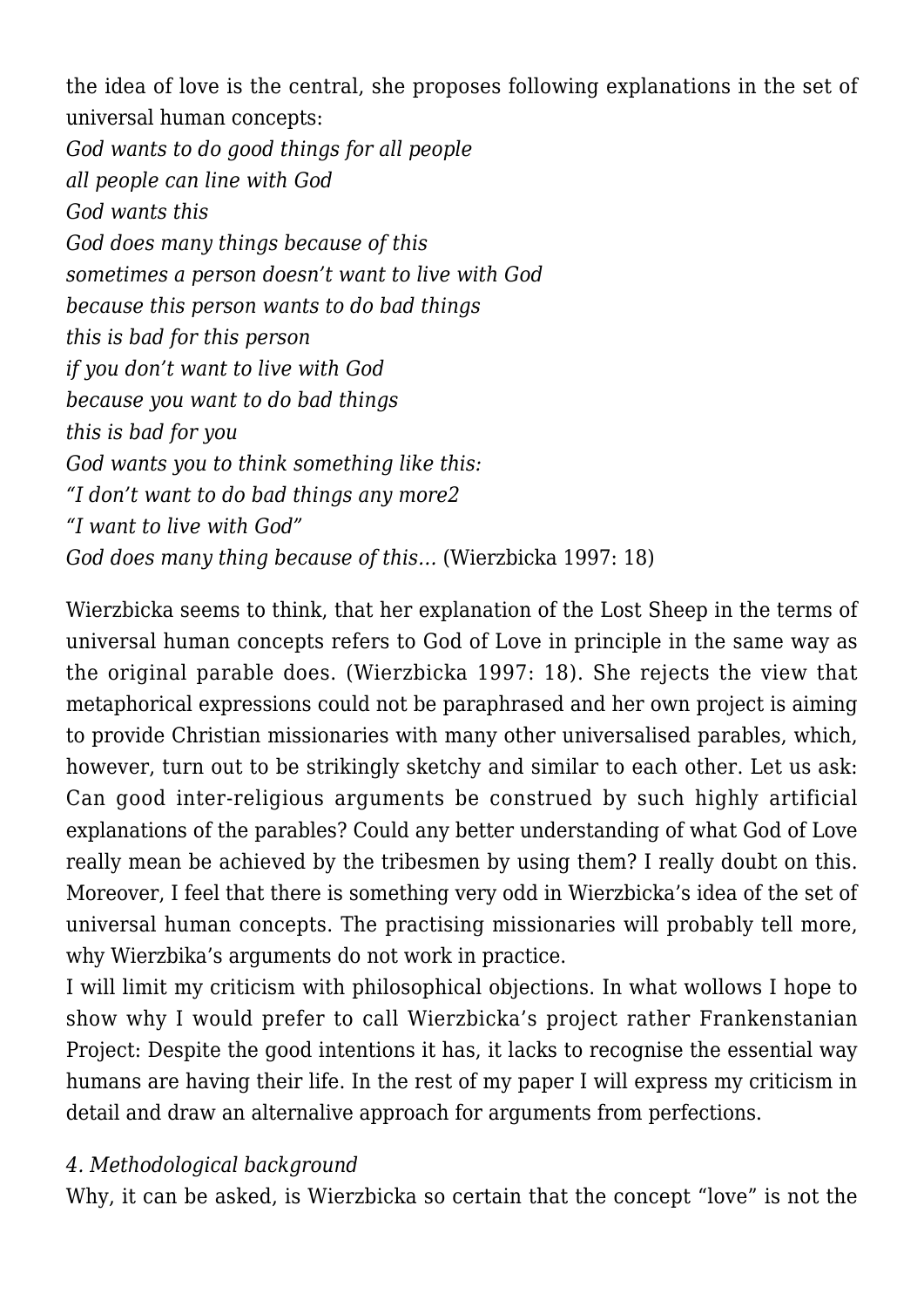the idea of love is the central, she proposes following explanations in the set of universal human concepts:
*God wants to do good things for all people*
*all people can line with God*
*God wants this*
*God does many things because of this*
*sometimes a person doesn't want to live with God*
*because this person wants to do bad things*
*this is bad for this person*
*if you don't want to live with God*
*because you want to do bad things*
*this is bad for you*
*God wants you to think something like this:*
*"I don't want to do bad things any more2*
*"I want to live with God"*
*God does many thing because of this…* (Wierzbicka 1997: 18)

Wierzbicka seems to think, that her explanation of the Lost Sheep in the terms of universal human concepts refers to God of Love in principle in the same way as the original parable does. (Wierzbicka 1997: 18). She rejects the view that metaphorical expressions could not be paraphrased and her own project is aiming to provide Christian missionaries with many other universalised parables, which, however, turn out to be strikingly sketchy and similar to each other. Let us ask: Can good inter-religious arguments be construed by such highly artificial explanations of the parables? Could any better understanding of what God of Love really mean be achieved by the tribesmen by using them? I really doubt on this. Moreover, I feel that there is something very odd in Wierzbicka's idea of the set of universal human concepts. The practising missionaries will probably tell more, why Wierzbika's arguments do not work in practice.
I will limit my criticism with philosophical objections. In what wollows I hope to show why I would prefer to call Wierzbicka's project rather Frankenstanian Project: Despite the good intentions it has, it lacks to recognise the essential way humans are having their life. In the rest of my paper I will express my criticism in detail and draw an alternalive approach for arguments from perfections.

*4. Methodological background*

Why, it can be asked, is Wierzbicka so certain that the concept "love" is not the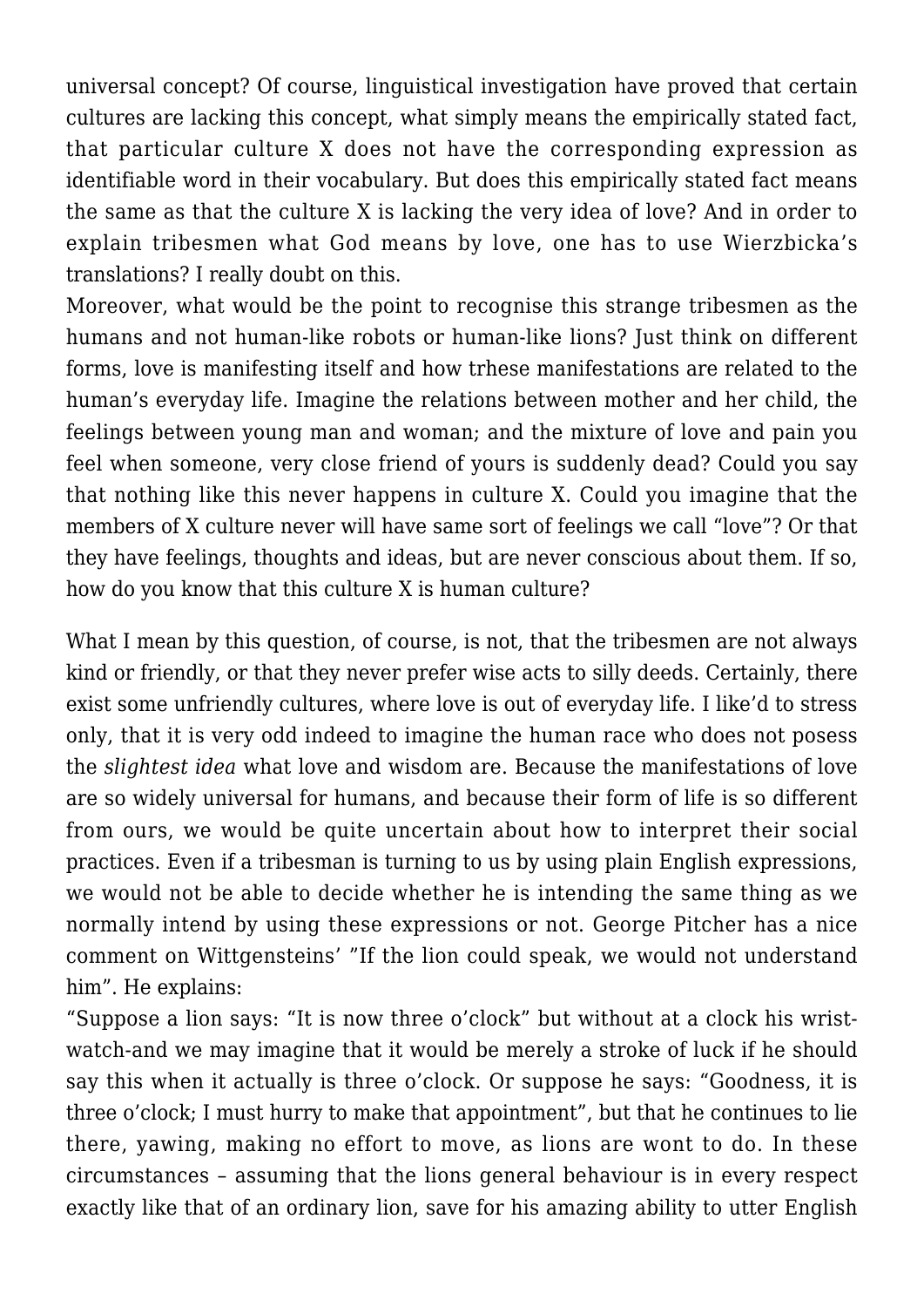universal concept? Of course, linguistical investigation have proved that certain cultures are lacking this concept, what simply means the empirically stated fact, that particular culture X does not have the corresponding expression as identifiable word in their vocabulary. But does this empirically stated fact means the same as that the culture X is lacking the very idea of love? And in order to explain tribesmen what God means by love, one has to use Wierzbicka's translations? I really doubt on this.

Moreover, what would be the point to recognise this strange tribesmen as the humans and not human-like robots or human-like lions? Just think on different forms, love is manifesting itself and how trhese manifestations are related to the human's everyday life. Imagine the relations between mother and her child, the feelings between young man and woman; and the mixture of love and pain you feel when someone, very close friend of yours is suddenly dead? Could you say that nothing like this never happens in culture X. Could you imagine that the members of X culture never will have same sort of feelings we call "love"? Or that they have feelings, thoughts and ideas, but are never conscious about them. If so, how do you know that this culture X is human culture?

What I mean by this question, of course, is not, that the tribesmen are not always kind or friendly, or that they never prefer wise acts to silly deeds. Certainly, there exist some unfriendly cultures, where love is out of everyday life. I like'd to stress only, that it is very odd indeed to imagine the human race who does not posess the *slightest idea* what love and wisdom are. Because the manifestations of love are so widely universal for humans, and because their form of life is so different from ours, we would be quite uncertain about how to interpret their social practices. Even if a tribesman is turning to us by using plain English expressions, we would not be able to decide whether he is intending the same thing as we normally intend by using these expressions or not. George Pitcher has a nice comment on Wittgensteins' "If the lion could speak, we would not understand him". He explains:

"Suppose a lion says: "It is now three o'clock" but without at a clock his wrist-watch-and we may imagine that it would be merely a stroke of luck if he should say this when it actually is three o'clock. Or suppose he says: "Goodness, it is three o'clock; I must hurry to make that appointment", but that he continues to lie there, yawing, making no effort to move, as lions are wont to do. In these circumstances – assuming that the lions general behaviour is in every respect exactly like that of an ordinary lion, save for his amazing ability to utter English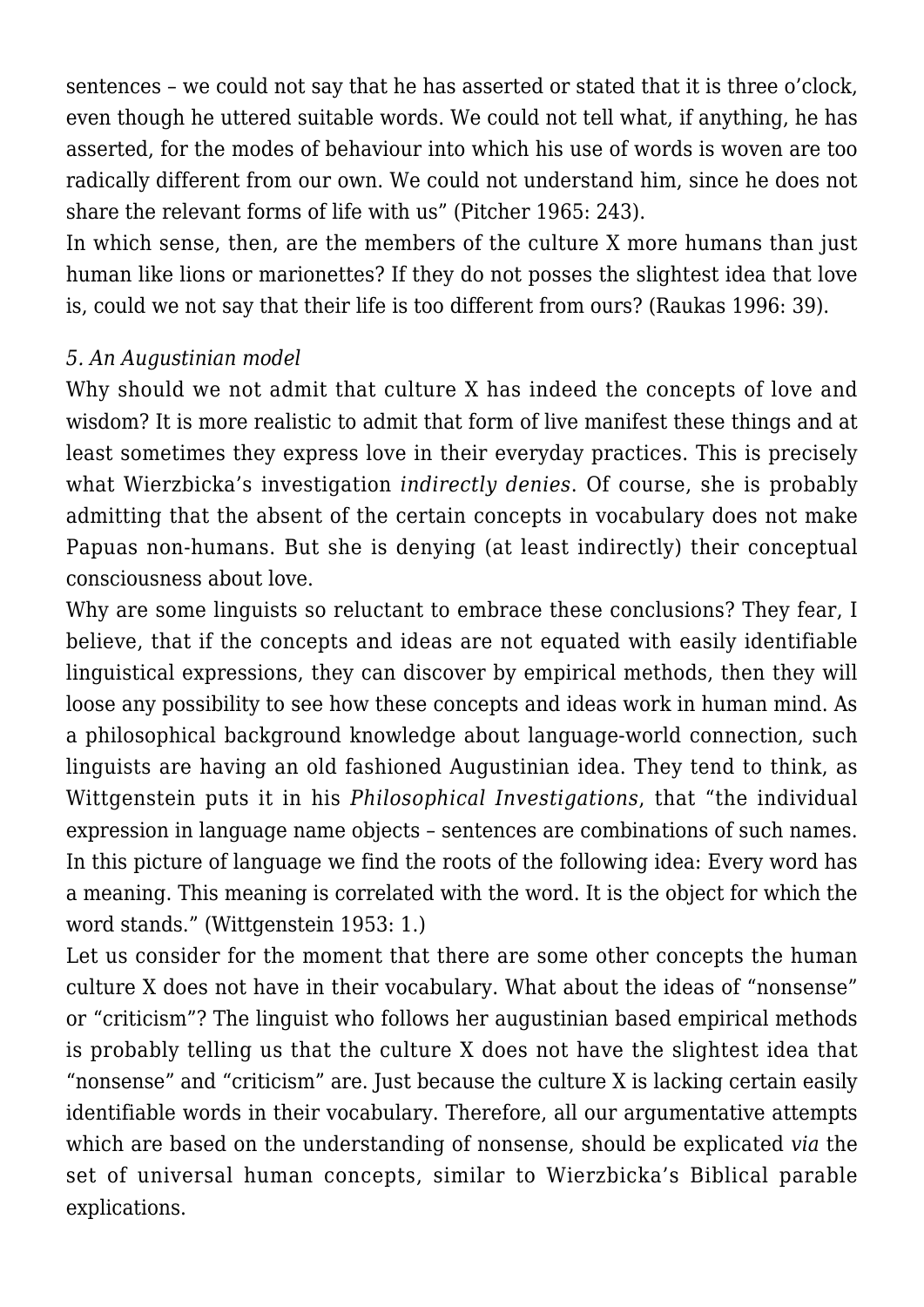sentences – we could not say that he has asserted or stated that it is three o'clock, even though he uttered suitable words. We could not tell what, if anything, he has asserted, for the modes of behaviour into which his use of words is woven are too radically different from our own. We could not understand him, since he does not share the relevant forms of life with us" (Pitcher 1965: 243).

In which sense, then, are the members of the culture X more humans than just human like lions or marionettes? If they do not posses the slightest idea that love is, could we not say that their life is too different from ours? (Raukas 1996: 39).

### *5. An Augustinian model*

Why should we not admit that culture X has indeed the concepts of love and wisdom? It is more realistic to admit that form of live manifest these things and at least sometimes they express love in their everyday practices. This is precisely what Wierzbicka's investigation *indirectly denies*. Of course, she is probably admitting that the absent of the certain concepts in vocabulary does not make Papuas non-humans. But she is denying (at least indirectly) their conceptual consciousness about love.

Why are some linguists so reluctant to embrace these conclusions? They fear, I believe, that if the concepts and ideas are not equated with easily identifiable linguistical expressions, they can discover by empirical methods, then they will loose any possibility to see how these concepts and ideas work in human mind. As a philosophical background knowledge about language-world connection, such linguists are having an old fashioned Augustinian idea. They tend to think, as Wittgenstein puts it in his *Philosophical Investigations*, that "the individual expression in language name objects – sentences are combinations of such names. In this picture of language we find the roots of the following idea: Every word has a meaning. This meaning is correlated with the word. It is the object for which the word stands." (Wittgenstein 1953: 1.)

Let us consider for the moment that there are some other concepts the human culture X does not have in their vocabulary. What about the ideas of "nonsense" or "criticism"? The linguist who follows her augustinian based empirical methods is probably telling us that the culture X does not have the slightest idea that "nonsense" and "criticism" are. Just because the culture X is lacking certain easily identifiable words in their vocabulary. Therefore, all our argumentative attempts which are based on the understanding of nonsense, should be explicated *via* the set of universal human concepts, similar to Wierzbicka's Biblical parable explications.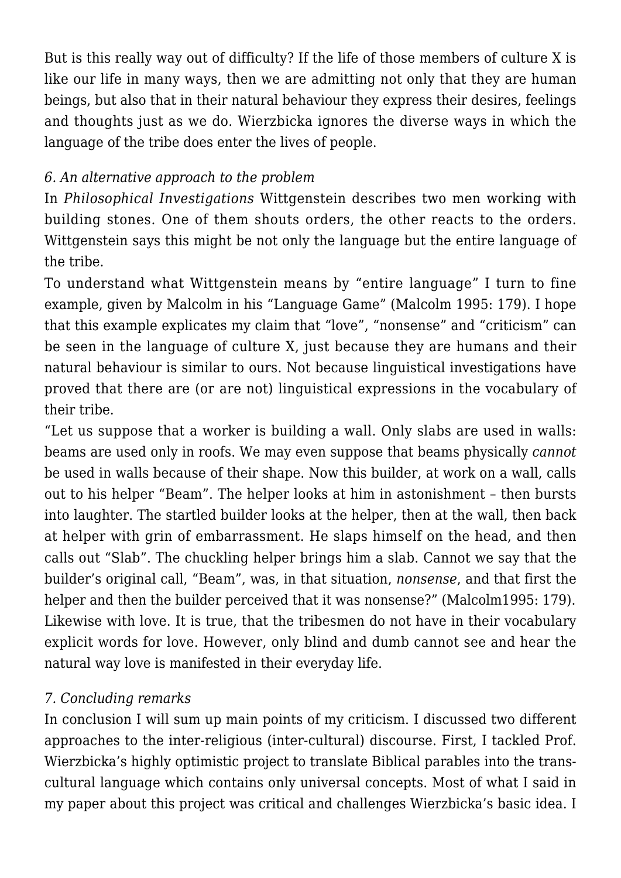But is this really way out of difficulty? If the life of those members of culture X is like our life in many ways, then we are admitting not only that they are human beings, but also that in their natural behaviour they express their desires, feelings and thoughts just as we do. Wierzbicka ignores the diverse ways in which the language of the tribe does enter the lives of people.

### *6. An alternative approach to the problem*

In *Philosophical Investigations* Wittgenstein describes two men working with building stones. One of them shouts orders, the other reacts to the orders. Wittgenstein says this might be not only the language but the entire language of the tribe.

To understand what Wittgenstein means by "entire language" I turn to fine example, given by Malcolm in his "Language Game" (Malcolm 1995: 179). I hope that this example explicates my claim that "love", "nonsense" and "criticism" can be seen in the language of culture X, just because they are humans and their natural behaviour is similar to ours. Not because linguistical investigations have proved that there are (or are not) linguistical expressions in the vocabulary of their tribe.

"Let us suppose that a worker is building a wall. Only slabs are used in walls: beams are used only in roofs. We may even suppose that beams physically *cannot* be used in walls because of their shape. Now this builder, at work on a wall, calls out to his helper "Beam". The helper looks at him in astonishment – then bursts into laughter. The startled builder looks at the helper, then at the wall, then back at helper with grin of embarrassment. He slaps himself on the head, and then calls out "Slab". The chuckling helper brings him a slab. Cannot we say that the builder's original call, "Beam", was, in that situation, *nonsense*, and that first the helper and then the builder perceived that it was nonsense?" (Malcolm1995: 179).

Likewise with love. It is true, that the tribesmen do not have in their vocabulary explicit words for love. However, only blind and dumb cannot see and hear the natural way love is manifested in their everyday life.

### *7. Concluding remarks*

In conclusion I will sum up main points of my criticism. I discussed two different approaches to the inter-religious (inter-cultural) discourse. First, I tackled Prof. Wierzbicka's highly optimistic project to translate Biblical parables into the trans-cultural language which contains only universal concepts. Most of what I said in my paper about this project was critical and challenges Wierzbicka's basic idea. I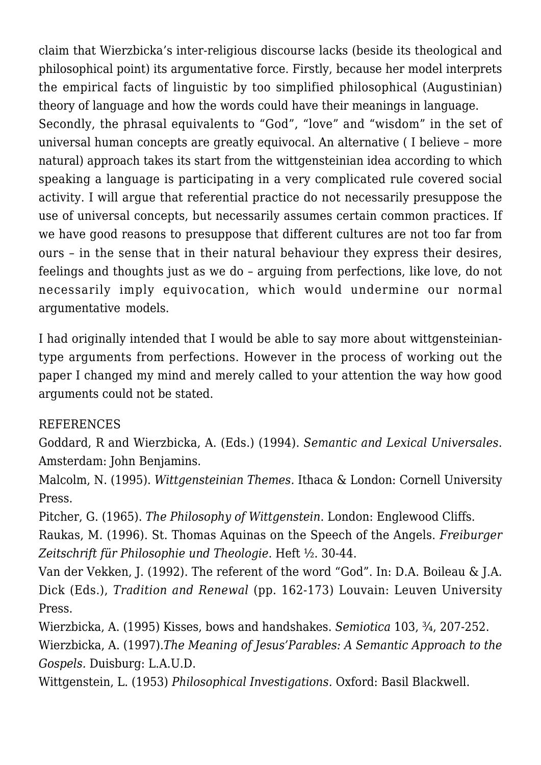claim that Wierzbicka's inter-religious discourse lacks (beside its theological and philosophical point) its argumentative force. Firstly, because her model interprets the empirical facts of linguistic by too simplified philosophical (Augustinian) theory of language and how the words could have their meanings in language.
Secondly, the phrasal equivalents to "God", "love" and "wisdom" in the set of universal human concepts are greatly equivocal. An alternative ( I believe – more natural) approach takes its start from the wittgensteinian idea according to which speaking a language is participating in a very complicated rule covered social activity. I will argue that referential practice do not necessarily presuppose the use of universal concepts, but necessarily assumes certain common practices. If we have good reasons to presuppose that different cultures are not too far from ours – in the sense that in their natural behaviour they express their desires, feelings and thoughts just as we do – arguing from perfections, like love, do not necessarily imply equivocation, which would undermine our normal argumentative models.

I had originally intended that I would be able to say more about wittgensteinian-type arguments from perfections. However in the process of working out the paper I changed my mind and merely called to your attention the way how good arguments could not be stated.

REFERENCES

Goddard, R and Wierzbicka, A. (Eds.) (1994). *Semantic and Lexical Universales*. Amsterdam: John Benjamins.

Malcolm, N. (1995). *Wittgensteinian Themes.* Ithaca & London: Cornell University Press.

Pitcher, G. (1965). *The Philosophy of Wittgenstein.* London: Englewood Cliffs.

Raukas, M. (1996). St. Thomas Aquinas on the Speech of the Angels. *Freiburger Zeitschrift für Philosophie und Theologie*. Heft ½. 30-44.

Van der Vekken, J. (1992). The referent of the word "God". In: D.A. Boileau & J.A. Dick (Eds.), *Tradition and Renewal* (pp. 162-173) Louvain: Leuven University Press.

Wierzbicka, A. (1995) Kisses, bows and handshakes. *Semiotica* 103, ¾, 207-252.

Wierzbicka, A. (1997).*The Meaning of Jesus'Parables: A Semantic Approach to the Gospels.* Duisburg: L.A.U.D.

Wittgenstein, L. (1953) *Philosophical Investigations.* Oxford: Basil Blackwell.